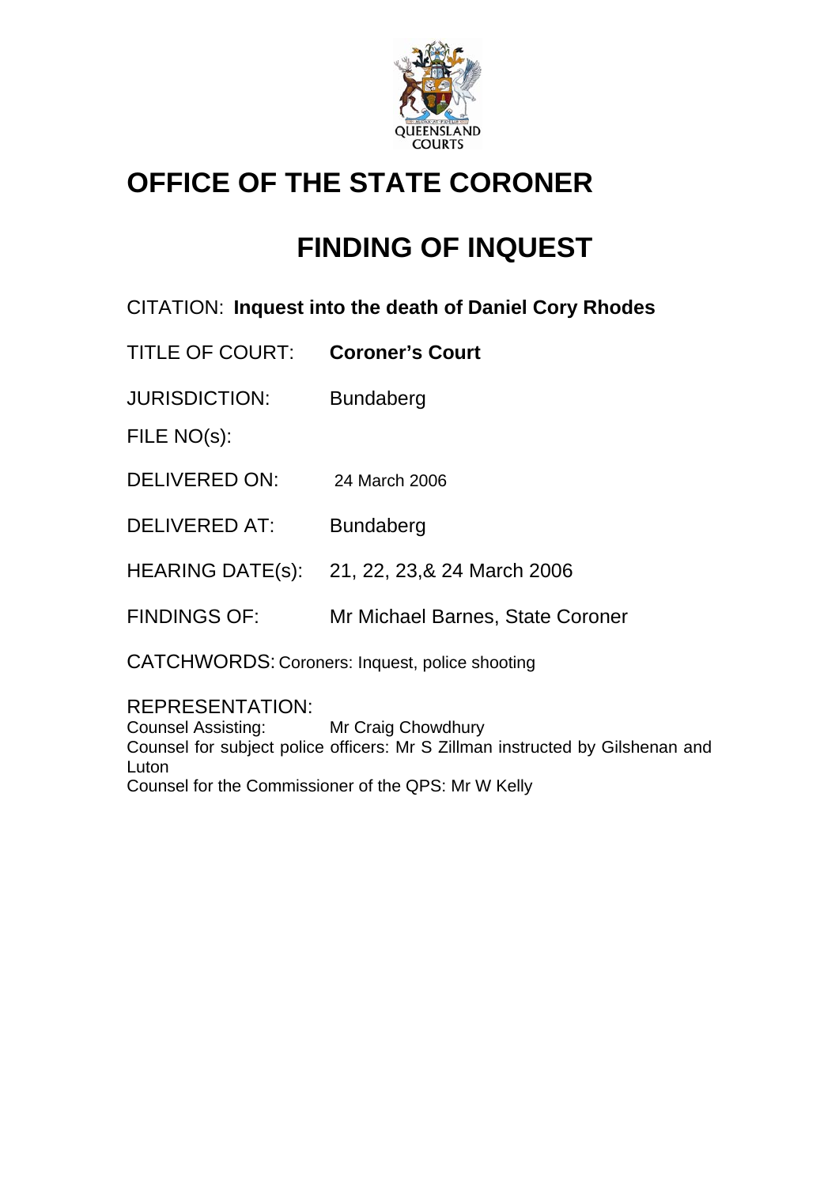# OFFICE OF THE STATE CORONER

# FINDING OF INQUEST

CITATION: **Inquest into the death of Daniel Cory Rhodes**

TITLE OF COURT: **Coroner's Court**

JURISDICTION: Bundaberg

FILE NO(s):

DELIVERED ON: 24 March 2006

DELIVERED AT: Bundaberg

HEARING DATE(s): 21, 22, 23,& 24 March 2006

FINDINGS OF: Mr Michael Barnes, State Coroner

CATCHWORDS: Coroners: Inquest, police shooting

REPRESENTATION:
Counsel Assisting: Mr Craig Chowdhury
Counsel for subject police officers: Mr S Zillman instructed by Gilshenan and Luton
Counsel for the Commissioner of the QPS: Mr W Kelly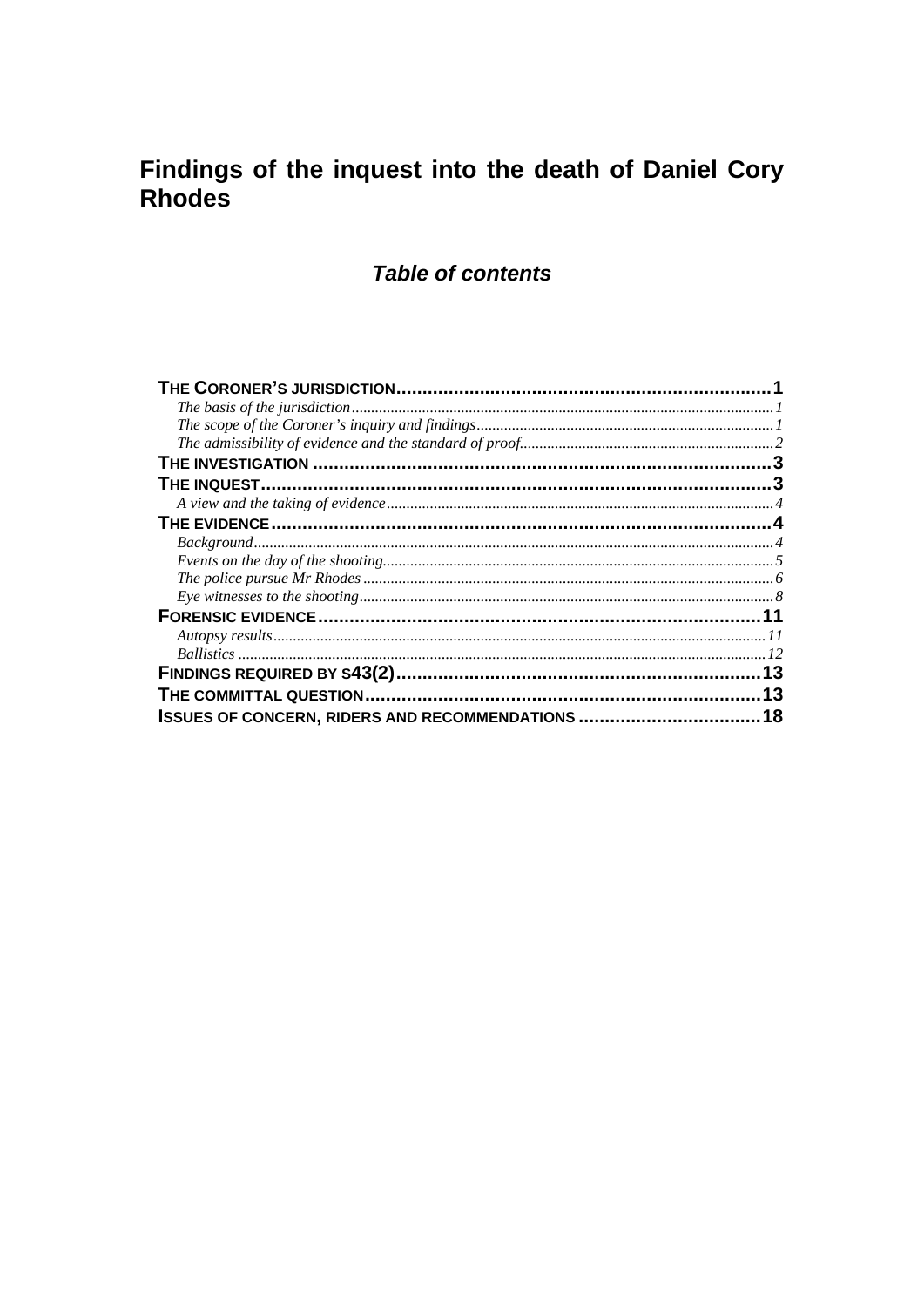# Findings of the inquest into the death of Daniel Cory Rhodes

## *Table of contents*

**THE CORONER'S JURISDICTION** ........................................................................ **1**
- *The basis of the jurisdiction* ........................................................................ *1*
- *The scope of the Coroner's inquiry and findings* ........................................................................ *1*
- *The admissibility of evidence and the standard of proof* ........................................................................ *2*

**THE INVESTIGATION** ........................................................................ **3**

**THE INQUEST** ........................................................................ **3**
- *A view and the taking of evidence* ........................................................................ *4*

**THE EVIDENCE** ........................................................................ **4**
- *Background* ........................................................................ *4*
- *Events on the day of the shooting* ........................................................................ *5*
- *The police pursue Mr Rhodes* ........................................................................ *6*
- *Eye witnesses to the shooting* ........................................................................ *8*

**FORENSIC EVIDENCE** ........................................................................ **11**
- *Autopsy results* ........................................................................ *11*
- *Ballistics* ........................................................................ *12*

**FINDINGS REQUIRED BY S43(2)** ........................................................................ **13**

**THE COMMITTAL QUESTION** ........................................................................ **13**

**ISSUES OF CONCERN, RIDERS AND RECOMMENDATIONS** ........................................................................ **18**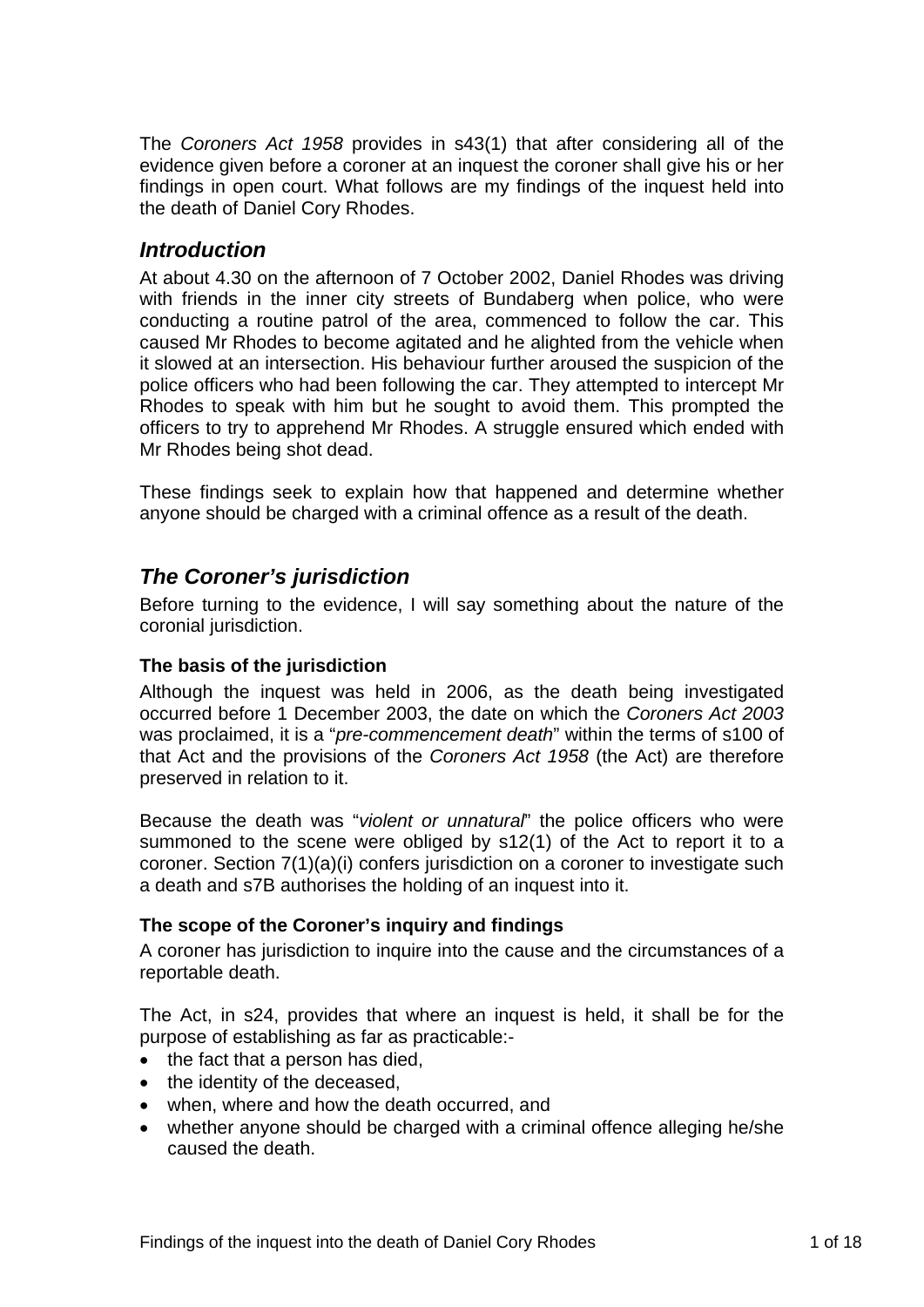The *Coroners Act 1958* provides in s43(1) that after considering all of the evidence given before a coroner at an inquest the coroner shall give his or her findings in open court. What follows are my findings of the inquest held into the death of Daniel Cory Rhodes.

## *Introduction*

At about 4.30 on the afternoon of 7 October 2002, Daniel Rhodes was driving with friends in the inner city streets of Bundaberg when police, who were conducting a routine patrol of the area, commenced to follow the car. This caused Mr Rhodes to become agitated and he alighted from the vehicle when it slowed at an intersection. His behaviour further aroused the suspicion of the police officers who had been following the car. They attempted to intercept Mr Rhodes to speak with him but he sought to avoid them. This prompted the officers to try to apprehend Mr Rhodes. A struggle ensured which ended with Mr Rhodes being shot dead.

These findings seek to explain how that happened and determine whether anyone should be charged with a criminal offence as a result of the death.

## *The Coroner's jurisdiction*

Before turning to the evidence, I will say something about the nature of the coronial jurisdiction.

### The basis of the jurisdiction

Although the inquest was held in 2006, as the death being investigated occurred before 1 December 2003, the date on which the *Coroners Act 2003* was proclaimed, it is a "*pre-commencement death*" within the terms of s100 of that Act and the provisions of the *Coroners Act 1958* (the Act) are therefore preserved in relation to it.

Because the death was "*violent or unnatural*" the police officers who were summoned to the scene were obliged by s12(1) of the Act to report it to a coroner. Section 7(1)(a)(i) confers jurisdiction on a coroner to investigate such a death and s7B authorises the holding of an inquest into it.

### The scope of the Coroner's inquiry and findings

A coroner has jurisdiction to inquire into the cause and the circumstances of a reportable death.

The Act, in s24, provides that where an inquest is held, it shall be for the purpose of establishing as far as practicable:-

- the fact that a person has died,
- the identity of the deceased,
- when, where and how the death occurred, and
- whether anyone should be charged with a criminal offence alleging he/she caused the death.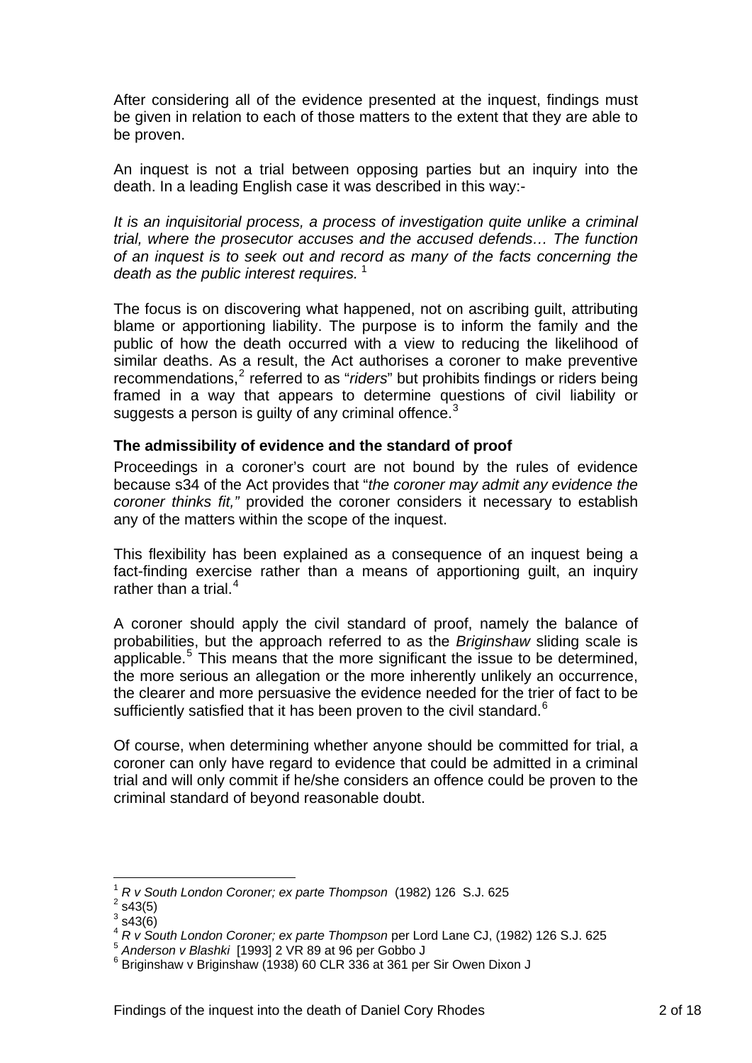After considering all of the evidence presented at the inquest, findings must be given in relation to each of those matters to the extent that they are able to be proven.

An inquest is not a trial between opposing parties but an inquiry into the death. In a leading English case it was described in this way:-

*It is an inquisitorial process, a process of investigation quite unlike a criminal trial, where the prosecutor accuses and the accused defends… The function of an inquest is to seek out and record as many of the facts concerning the death as the public interest requires.* [1]

The focus is on discovering what happened, not on ascribing guilt, attributing blame or apportioning liability. The purpose is to inform the family and the public of how the death occurred with a view to reducing the likelihood of similar deaths. As a result, the Act authorises a coroner to make preventive recommendations,[2] referred to as "*riders*" but prohibits findings or riders being framed in a way that appears to determine questions of civil liability or suggests a person is guilty of any criminal offence.[3]

**The admissibility of evidence and the standard of proof**

Proceedings in a coroner's court are not bound by the rules of evidence because s34 of the Act provides that "*the coroner may admit any evidence the coroner thinks fit,"* provided the coroner considers it necessary to establish any of the matters within the scope of the inquest.

This flexibility has been explained as a consequence of an inquest being a fact-finding exercise rather than a means of apportioning guilt, an inquiry rather than a trial.[4]

A coroner should apply the civil standard of proof, namely the balance of probabilities, but the approach referred to as the *Briginshaw* sliding scale is applicable.[5] This means that the more significant the issue to be determined, the more serious an allegation or the more inherently unlikely an occurrence, the clearer and more persuasive the evidence needed for the trier of fact to be sufficiently satisfied that it has been proven to the civil standard.[6]

Of course, when determining whether anyone should be committed for trial, a coroner can only have regard to evidence that could be admitted in a criminal trial and will only commit if he/she considers an offence could be proven to the criminal standard of beyond reasonable doubt.

---

[1] *R v South London Coroner; ex parte Thompson* (1982) 126 S.J. 625
[2] s43(5)
[3] s43(6)
[4] *R v South London Coroner; ex parte Thompson* per Lord Lane CJ, (1982) 126 S.J. 625
[5] *Anderson v Blashki* [1993] 2 VR 89 at 96 per Gobbo J
[6] Briginshaw v Briginshaw (1938) 60 CLR 336 at 361 per Sir Owen Dixon J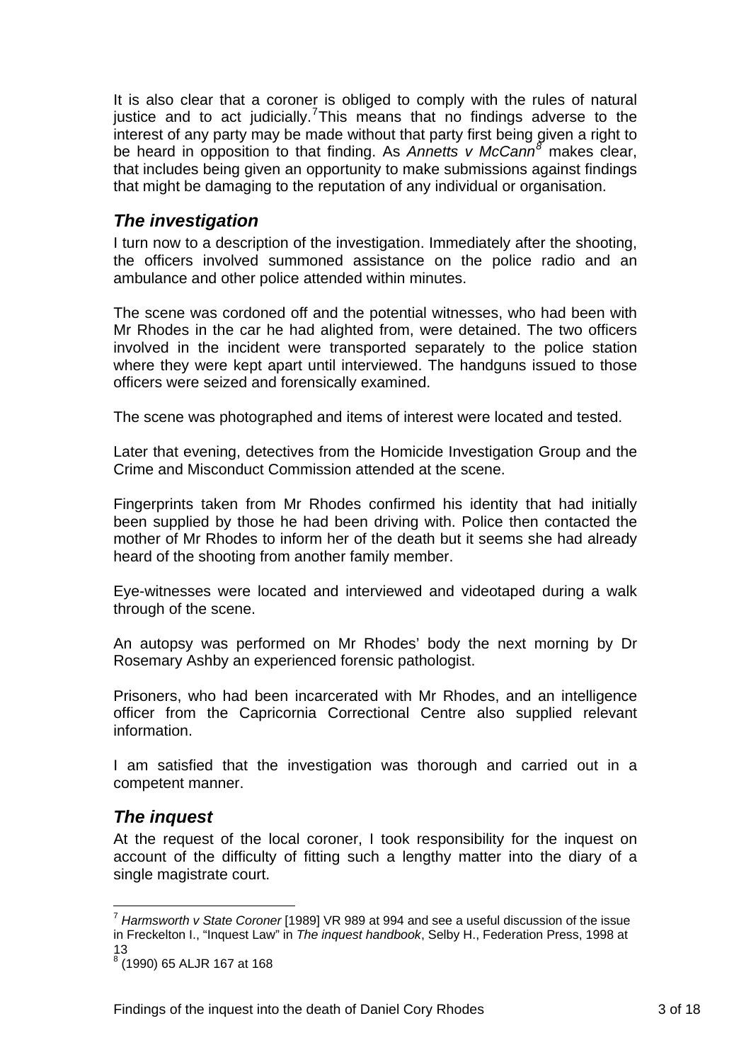It is also clear that a coroner is obliged to comply with the rules of natural justice and to act judicially.[7] This means that no findings adverse to the interest of any party may be made without that party first being given a right to be heard in opposition to that finding. As *Annetts v McCann*[8] makes clear, that includes being given an opportunity to make submissions against findings that might be damaging to the reputation of any individual or organisation.

## *The investigation*

I turn now to a description of the investigation. Immediately after the shooting, the officers involved summoned assistance on the police radio and an ambulance and other police attended within minutes.

The scene was cordoned off and the potential witnesses, who had been with Mr Rhodes in the car he had alighted from, were detained. The two officers involved in the incident were transported separately to the police station where they were kept apart until interviewed. The handguns issued to those officers were seized and forensically examined.

The scene was photographed and items of interest were located and tested.

Later that evening, detectives from the Homicide Investigation Group and the Crime and Misconduct Commission attended at the scene.

Fingerprints taken from Mr Rhodes confirmed his identity that had initially been supplied by those he had been driving with. Police then contacted the mother of Mr Rhodes to inform her of the death but it seems she had already heard of the shooting from another family member.

Eye-witnesses were located and interviewed and videotaped during a walk through of the scene.

An autopsy was performed on Mr Rhodes' body the next morning by Dr Rosemary Ashby an experienced forensic pathologist.

Prisoners, who had been incarcerated with Mr Rhodes, and an intelligence officer from the Capricornia Correctional Centre also supplied relevant information.

I am satisfied that the investigation was thorough and carried out in a competent manner.

## *The inquest*

At the request of the local coroner, I took responsibility for the inquest on account of the difficulty of fitting such a lengthy matter into the diary of a single magistrate court.

---

[7] *Harmsworth v State Coroner* [1989] VR 989 at 994 and see a useful discussion of the issue in Freckelton I., "Inquest Law" in *The inquest handbook*, Selby H., Federation Press, 1998 at 13

[8] (1990) 65 ALJR 167 at 168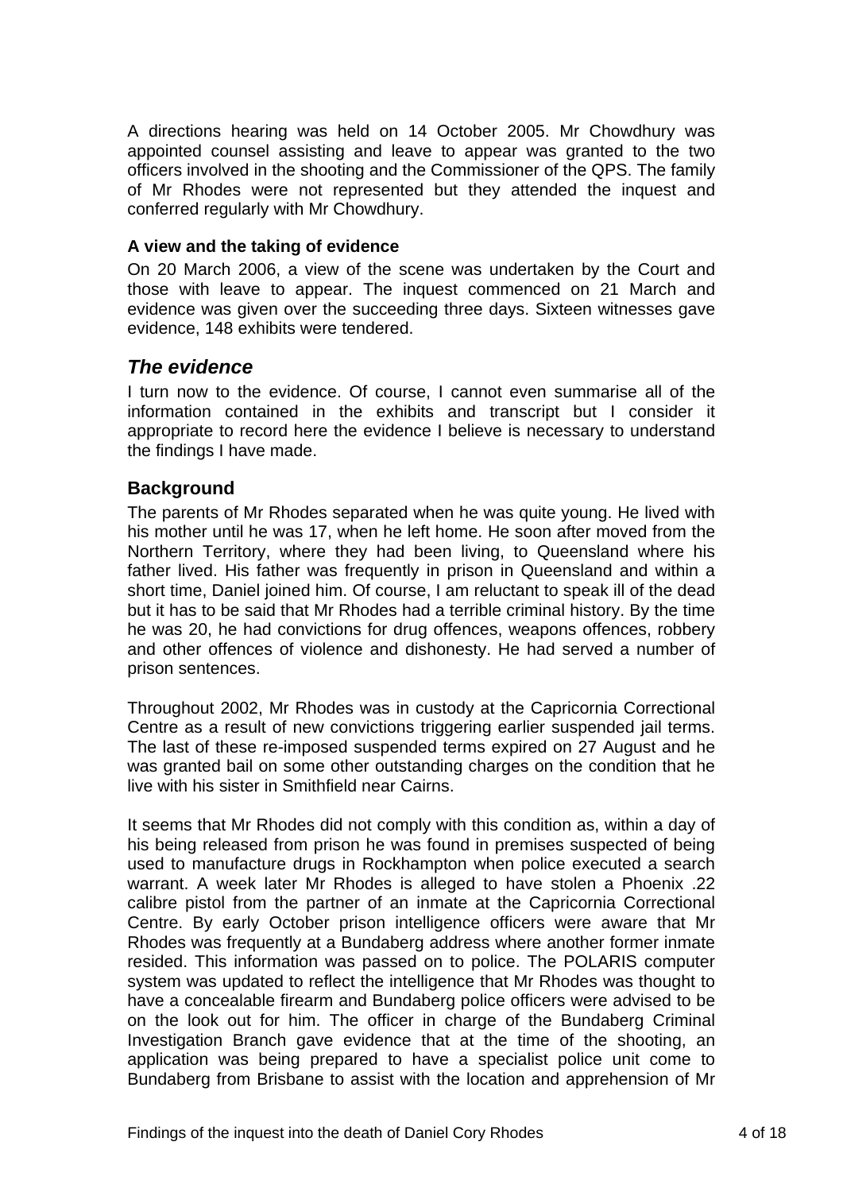A directions hearing was held on 14 October 2005. Mr Chowdhury was appointed counsel assisting and leave to appear was granted to the two officers involved in the shooting and the Commissioner of the QPS. The family of Mr Rhodes were not represented but they attended the inquest and conferred regularly with Mr Chowdhury.

#### A view and the taking of evidence

On 20 March 2006, a view of the scene was undertaken by the Court and those with leave to appear. The inquest commenced on 21 March and evidence was given over the succeeding three days. Sixteen witnesses gave evidence, 148 exhibits were tendered.

## *The evidence*

I turn now to the evidence. Of course, I cannot even summarise all of the information contained in the exhibits and transcript but I consider it appropriate to record here the evidence I believe is necessary to understand the findings I have made.

### Background

The parents of Mr Rhodes separated when he was quite young. He lived with his mother until he was 17, when he left home. He soon after moved from the Northern Territory, where they had been living, to Queensland where his father lived. His father was frequently in prison in Queensland and within a short time, Daniel joined him. Of course, I am reluctant to speak ill of the dead but it has to be said that Mr Rhodes had a terrible criminal history. By the time he was 20, he had convictions for drug offences, weapons offences, robbery and other offences of violence and dishonesty. He had served a number of prison sentences.

Throughout 2002, Mr Rhodes was in custody at the Capricornia Correctional Centre as a result of new convictions triggering earlier suspended jail terms. The last of these re-imposed suspended terms expired on 27 August and he was granted bail on some other outstanding charges on the condition that he live with his sister in Smithfield near Cairns.

It seems that Mr Rhodes did not comply with this condition as, within a day of his being released from prison he was found in premises suspected of being used to manufacture drugs in Rockhampton when police executed a search warrant. A week later Mr Rhodes is alleged to have stolen a Phoenix .22 calibre pistol from the partner of an inmate at the Capricornia Correctional Centre. By early October prison intelligence officers were aware that Mr Rhodes was frequently at a Bundaberg address where another former inmate resided. This information was passed on to police. The POLARIS computer system was updated to reflect the intelligence that Mr Rhodes was thought to have a concealable firearm and Bundaberg police officers were advised to be on the look out for him. The officer in charge of the Bundaberg Criminal Investigation Branch gave evidence that at the time of the shooting, an application was being prepared to have a specialist police unit come to Bundaberg from Brisbane to assist with the location and apprehension of Mr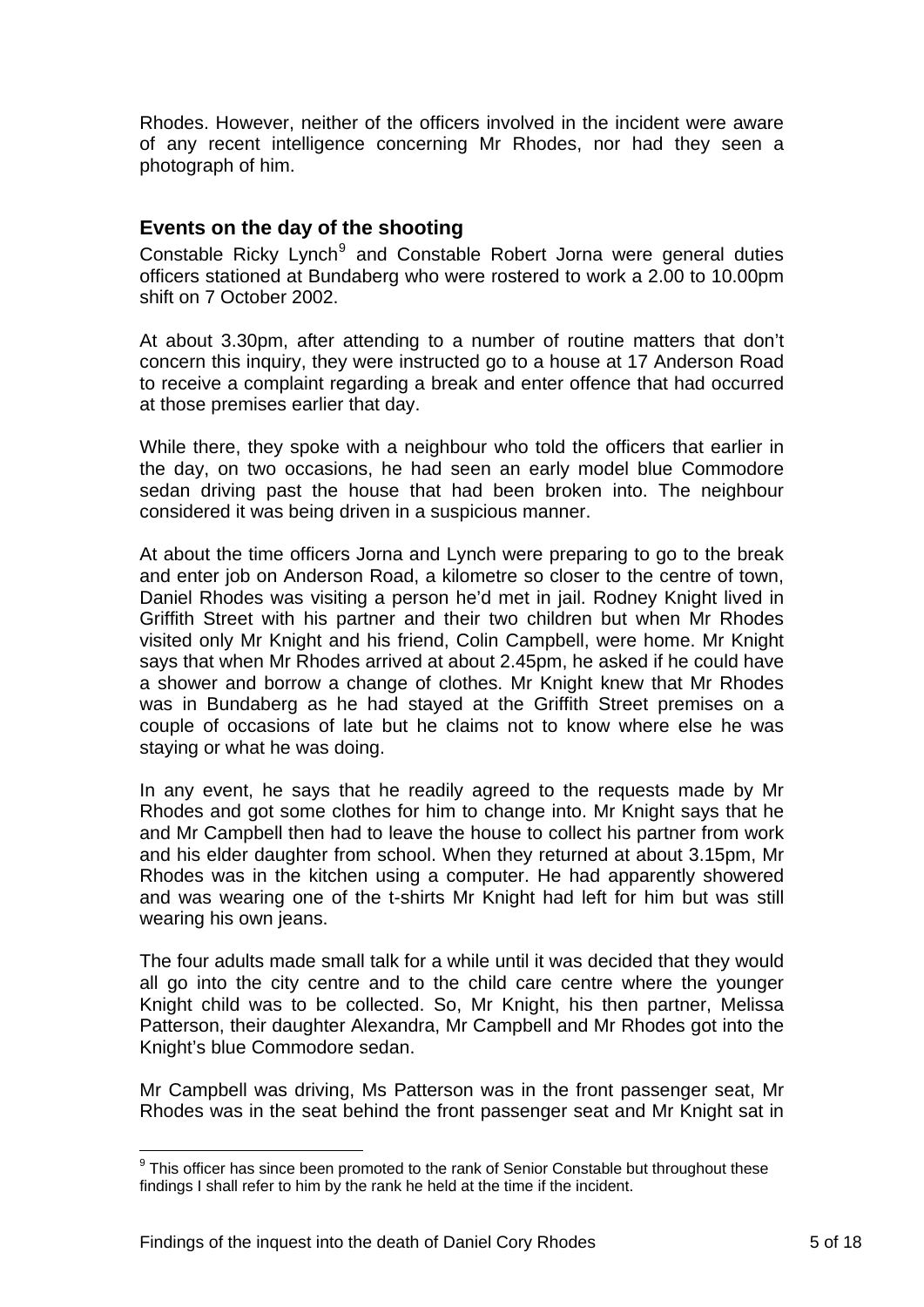Rhodes. However, neither of the officers involved in the incident were aware of any recent intelligence concerning Mr Rhodes, nor had they seen a photograph of him.

## Events on the day of the shooting

Constable Ricky Lynch[9] and Constable Robert Jorna were general duties officers stationed at Bundaberg who were rostered to work a 2.00 to 10.00pm shift on 7 October 2002.

At about 3.30pm, after attending to a number of routine matters that don't concern this inquiry, they were instructed go to a house at 17 Anderson Road to receive a complaint regarding a break and enter offence that had occurred at those premises earlier that day.

While there, they spoke with a neighbour who told the officers that earlier in the day, on two occasions, he had seen an early model blue Commodore sedan driving past the house that had been broken into. The neighbour considered it was being driven in a suspicious manner.

At about the time officers Jorna and Lynch were preparing to go to the break and enter job on Anderson Road, a kilometre so closer to the centre of town, Daniel Rhodes was visiting a person he'd met in jail. Rodney Knight lived in Griffith Street with his partner and their two children but when Mr Rhodes visited only Mr Knight and his friend, Colin Campbell, were home. Mr Knight says that when Mr Rhodes arrived at about 2.45pm, he asked if he could have a shower and borrow a change of clothes. Mr Knight knew that Mr Rhodes was in Bundaberg as he had stayed at the Griffith Street premises on a couple of occasions of late but he claims not to know where else he was staying or what he was doing.

In any event, he says that he readily agreed to the requests made by Mr Rhodes and got some clothes for him to change into. Mr Knight says that he and Mr Campbell then had to leave the house to collect his partner from work and his elder daughter from school. When they returned at about 3.15pm, Mr Rhodes was in the kitchen using a computer. He had apparently showered and was wearing one of the t-shirts Mr Knight had left for him but was still wearing his own jeans.

The four adults made small talk for a while until it was decided that they would all go into the city centre and to the child care centre where the younger Knight child was to be collected. So, Mr Knight, his then partner, Melissa Patterson, their daughter Alexandra, Mr Campbell and Mr Rhodes got into the Knight's blue Commodore sedan.

Mr Campbell was driving, Ms Patterson was in the front passenger seat, Mr Rhodes was in the seat behind the front passenger seat and Mr Knight sat in

[9] This officer has since been promoted to the rank of Senior Constable but throughout these findings I shall refer to him by the rank he held at the time if the incident.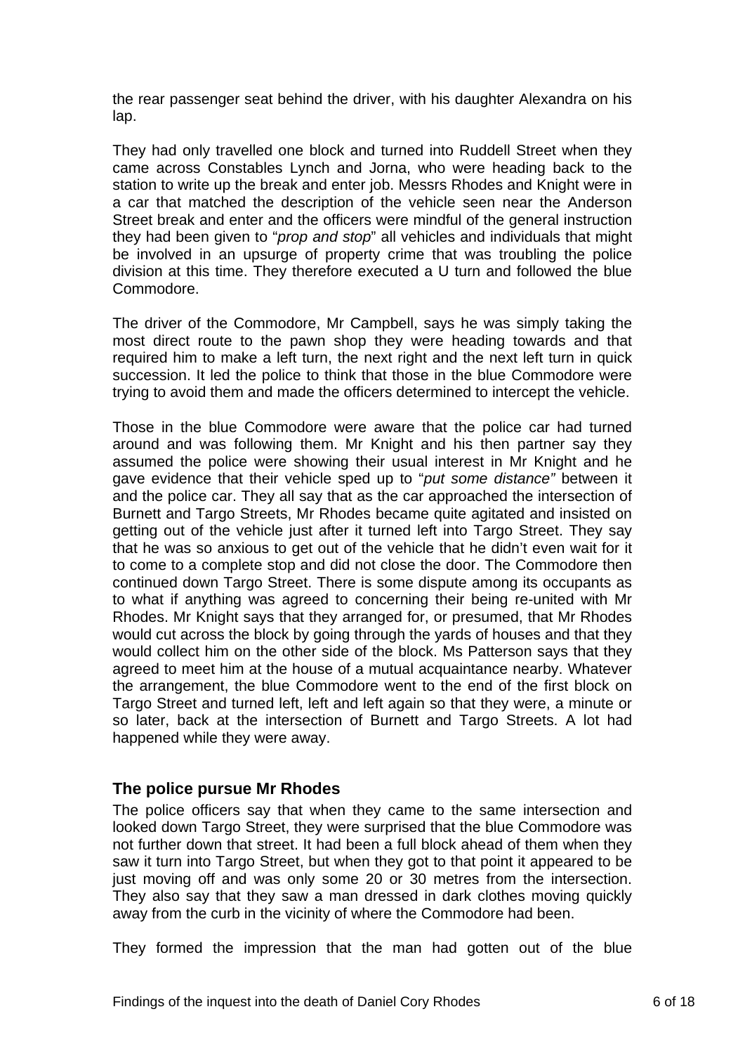the rear passenger seat behind the driver, with his daughter Alexandra on his lap.

They had only travelled one block and turned into Ruddell Street when they came across Constables Lynch and Jorna, who were heading back to the station to write up the break and enter job. Messrs Rhodes and Knight were in a car that matched the description of the vehicle seen near the Anderson Street break and enter and the officers were mindful of the general instruction they had been given to "*prop and stop*" all vehicles and individuals that might be involved in an upsurge of property crime that was troubling the police division at this time. They therefore executed a U turn and followed the blue Commodore.

The driver of the Commodore, Mr Campbell, says he was simply taking the most direct route to the pawn shop they were heading towards and that required him to make a left turn, the next right and the next left turn in quick succession. It led the police to think that those in the blue Commodore were trying to avoid them and made the officers determined to intercept the vehicle.

Those in the blue Commodore were aware that the police car had turned around and was following them. Mr Knight and his then partner say they assumed the police were showing their usual interest in Mr Knight and he gave evidence that their vehicle sped up to "*put some distance"* between it and the police car. They all say that as the car approached the intersection of Burnett and Targo Streets, Mr Rhodes became quite agitated and insisted on getting out of the vehicle just after it turned left into Targo Street. They say that he was so anxious to get out of the vehicle that he didn't even wait for it to come to a complete stop and did not close the door. The Commodore then continued down Targo Street. There is some dispute among its occupants as to what if anything was agreed to concerning their being re-united with Mr Rhodes. Mr Knight says that they arranged for, or presumed, that Mr Rhodes would cut across the block by going through the yards of houses and that they would collect him on the other side of the block. Ms Patterson says that they agreed to meet him at the house of a mutual acquaintance nearby. Whatever the arrangement, the blue Commodore went to the end of the first block on Targo Street and turned left, left and left again so that they were, a minute or so later, back at the intersection of Burnett and Targo Streets. A lot had happened while they were away.

## The police pursue Mr Rhodes

The police officers say that when they came to the same intersection and looked down Targo Street, they were surprised that the blue Commodore was not further down that street. It had been a full block ahead of them when they saw it turn into Targo Street, but when they got to that point it appeared to be just moving off and was only some 20 or 30 metres from the intersection. They also say that they saw a man dressed in dark clothes moving quickly away from the curb in the vicinity of where the Commodore had been.

They formed the impression that the man had gotten out of the blue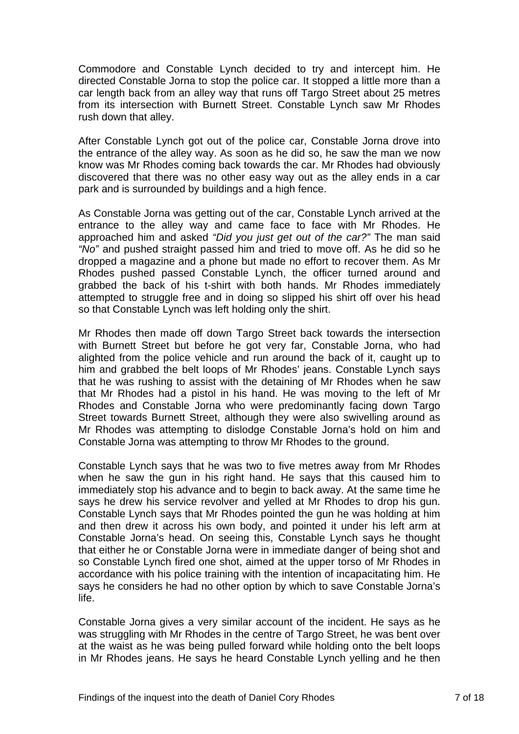Commodore and Constable Lynch decided to try and intercept him. He directed Constable Jorna to stop the police car. It stopped a little more than a car length back from an alley way that runs off Targo Street about 25 metres from its intersection with Burnett Street. Constable Lynch saw Mr Rhodes rush down that alley.

After Constable Lynch got out of the police car, Constable Jorna drove into the entrance of the alley way. As soon as he did so, he saw the man we now know was Mr Rhodes coming back towards the car. Mr Rhodes had obviously discovered that there was no other easy way out as the alley ends in a car park and is surrounded by buildings and a high fence.

As Constable Jorna was getting out of the car, Constable Lynch arrived at the entrance to the alley way and came face to face with Mr Rhodes. He approached him and asked *"Did you just get out of the car?"* The man said *"No"* and pushed straight passed him and tried to move off. As he did so he dropped a magazine and a phone but made no effort to recover them. As Mr Rhodes pushed passed Constable Lynch, the officer turned around and grabbed the back of his t-shirt with both hands. Mr Rhodes immediately attempted to struggle free and in doing so slipped his shirt off over his head so that Constable Lynch was left holding only the shirt.

Mr Rhodes then made off down Targo Street back towards the intersection with Burnett Street but before he got very far, Constable Jorna, who had alighted from the police vehicle and run around the back of it, caught up to him and grabbed the belt loops of Mr Rhodes' jeans. Constable Lynch says that he was rushing to assist with the detaining of Mr Rhodes when he saw that Mr Rhodes had a pistol in his hand. He was moving to the left of Mr Rhodes and Constable Jorna who were predominantly facing down Targo Street towards Burnett Street, although they were also swivelling around as Mr Rhodes was attempting to dislodge Constable Jorna's hold on him and Constable Jorna was attempting to throw Mr Rhodes to the ground.

Constable Lynch says that he was two to five metres away from Mr Rhodes when he saw the gun in his right hand. He says that this caused him to immediately stop his advance and to begin to back away. At the same time he says he drew his service revolver and yelled at Mr Rhodes to drop his gun. Constable Lynch says that Mr Rhodes pointed the gun he was holding at him and then drew it across his own body, and pointed it under his left arm at Constable Jorna's head. On seeing this, Constable Lynch says he thought that either he or Constable Jorna were in immediate danger of being shot and so Constable Lynch fired one shot, aimed at the upper torso of Mr Rhodes in accordance with his police training with the intention of incapacitating him. He says he considers he had no other option by which to save Constable Jorna's life.

Constable Jorna gives a very similar account of the incident. He says as he was struggling with Mr Rhodes in the centre of Targo Street, he was bent over at the waist as he was being pulled forward while holding onto the belt loops in Mr Rhodes jeans. He says he heard Constable Lynch yelling and he then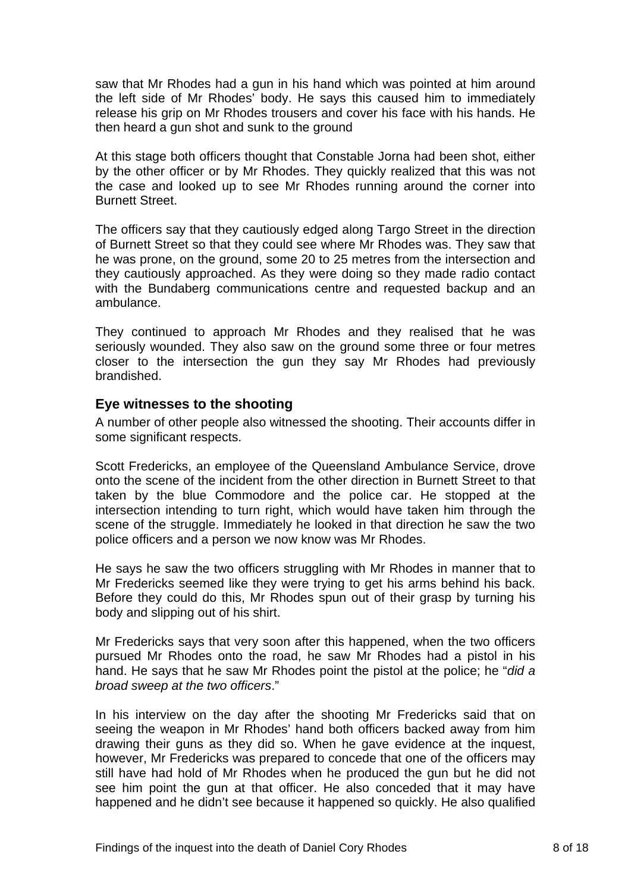saw that Mr Rhodes had a gun in his hand which was pointed at him around the left side of Mr Rhodes' body. He says this caused him to immediately release his grip on Mr Rhodes trousers and cover his face with his hands. He then heard a gun shot and sunk to the ground

At this stage both officers thought that Constable Jorna had been shot, either by the other officer or by Mr Rhodes. They quickly realized that this was not the case and looked up to see Mr Rhodes running around the corner into Burnett Street.

The officers say that they cautiously edged along Targo Street in the direction of Burnett Street so that they could see where Mr Rhodes was. They saw that he was prone, on the ground, some 20 to 25 metres from the intersection and they cautiously approached. As they were doing so they made radio contact with the Bundaberg communications centre and requested backup and an ambulance.

They continued to approach Mr Rhodes and they realised that he was seriously wounded. They also saw on the ground some three or four metres closer to the intersection the gun they say Mr Rhodes had previously brandished.

### Eye witnesses to the shooting

A number of other people also witnessed the shooting. Their accounts differ in some significant respects.

Scott Fredericks, an employee of the Queensland Ambulance Service, drove onto the scene of the incident from the other direction in Burnett Street to that taken by the blue Commodore and the police car. He stopped at the intersection intending to turn right, which would have taken him through the scene of the struggle. Immediately he looked in that direction he saw the two police officers and a person we now know was Mr Rhodes.

He says he saw the two officers struggling with Mr Rhodes in manner that to Mr Fredericks seemed like they were trying to get his arms behind his back. Before they could do this, Mr Rhodes spun out of their grasp by turning his body and slipping out of his shirt.

Mr Fredericks says that very soon after this happened, when the two officers pursued Mr Rhodes onto the road, he saw Mr Rhodes had a pistol in his hand. He says that he saw Mr Rhodes point the pistol at the police; he "*did a broad sweep at the two officers*."

In his interview on the day after the shooting Mr Fredericks said that on seeing the weapon in Mr Rhodes' hand both officers backed away from him drawing their guns as they did so. When he gave evidence at the inquest, however, Mr Fredericks was prepared to concede that one of the officers may still have had hold of Mr Rhodes when he produced the gun but he did not see him point the gun at that officer. He also conceded that it may have happened and he didn't see because it happened so quickly. He also qualified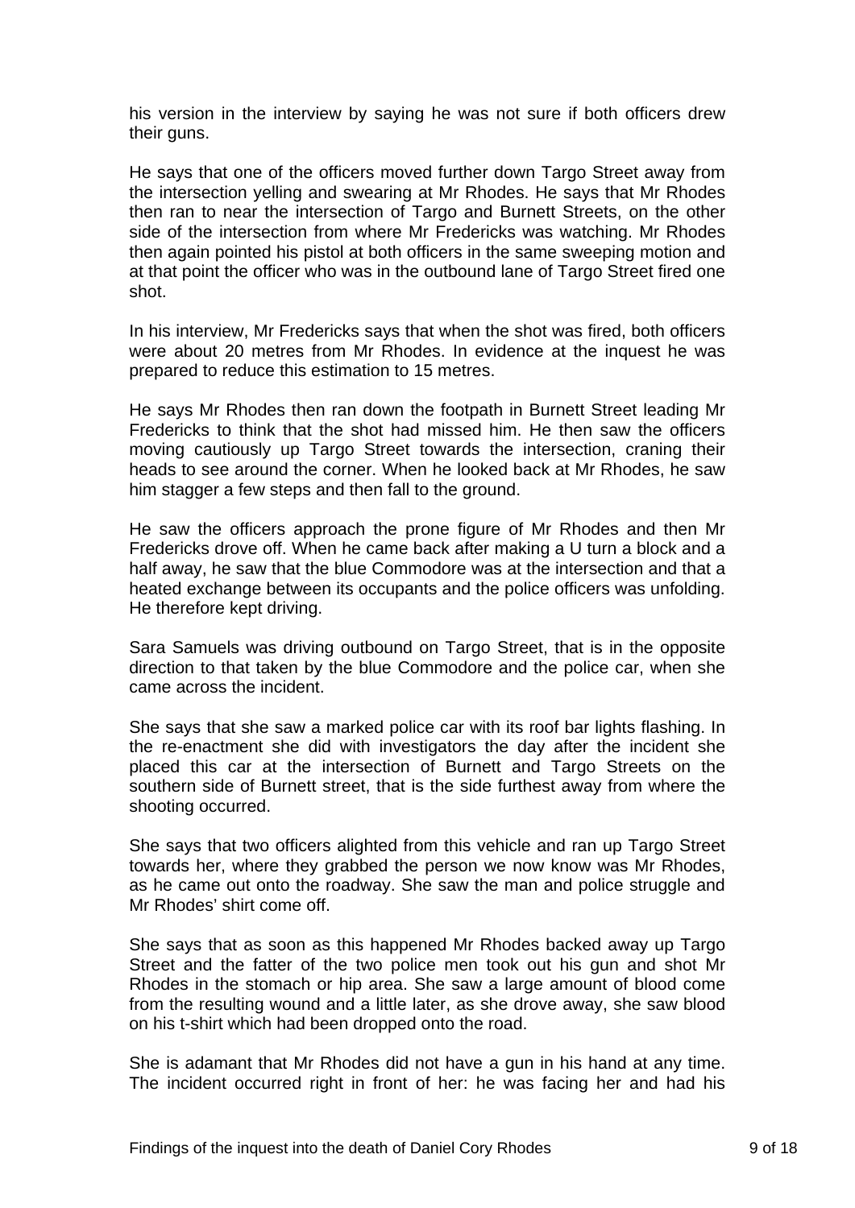his version in the interview by saying he was not sure if both officers drew their guns.

He says that one of the officers moved further down Targo Street away from the intersection yelling and swearing at Mr Rhodes. He says that Mr Rhodes then ran to near the intersection of Targo and Burnett Streets, on the other side of the intersection from where Mr Fredericks was watching. Mr Rhodes then again pointed his pistol at both officers in the same sweeping motion and at that point the officer who was in the outbound lane of Targo Street fired one shot.

In his interview, Mr Fredericks says that when the shot was fired, both officers were about 20 metres from Mr Rhodes. In evidence at the inquest he was prepared to reduce this estimation to 15 metres.

He says Mr Rhodes then ran down the footpath in Burnett Street leading Mr Fredericks to think that the shot had missed him. He then saw the officers moving cautiously up Targo Street towards the intersection, craning their heads to see around the corner. When he looked back at Mr Rhodes, he saw him stagger a few steps and then fall to the ground.

He saw the officers approach the prone figure of Mr Rhodes and then Mr Fredericks drove off. When he came back after making a U turn a block and a half away, he saw that the blue Commodore was at the intersection and that a heated exchange between its occupants and the police officers was unfolding. He therefore kept driving.

Sara Samuels was driving outbound on Targo Street, that is in the opposite direction to that taken by the blue Commodore and the police car, when she came across the incident.

She says that she saw a marked police car with its roof bar lights flashing. In the re-enactment she did with investigators the day after the incident she placed this car at the intersection of Burnett and Targo Streets on the southern side of Burnett street, that is the side furthest away from where the shooting occurred.

She says that two officers alighted from this vehicle and ran up Targo Street towards her, where they grabbed the person we now know was Mr Rhodes, as he came out onto the roadway. She saw the man and police struggle and Mr Rhodes' shirt come off.

She says that as soon as this happened Mr Rhodes backed away up Targo Street and the fatter of the two police men took out his gun and shot Mr Rhodes in the stomach or hip area. She saw a large amount of blood come from the resulting wound and a little later, as she drove away, she saw blood on his t-shirt which had been dropped onto the road.

She is adamant that Mr Rhodes did not have a gun in his hand at any time. The incident occurred right in front of her: he was facing her and had his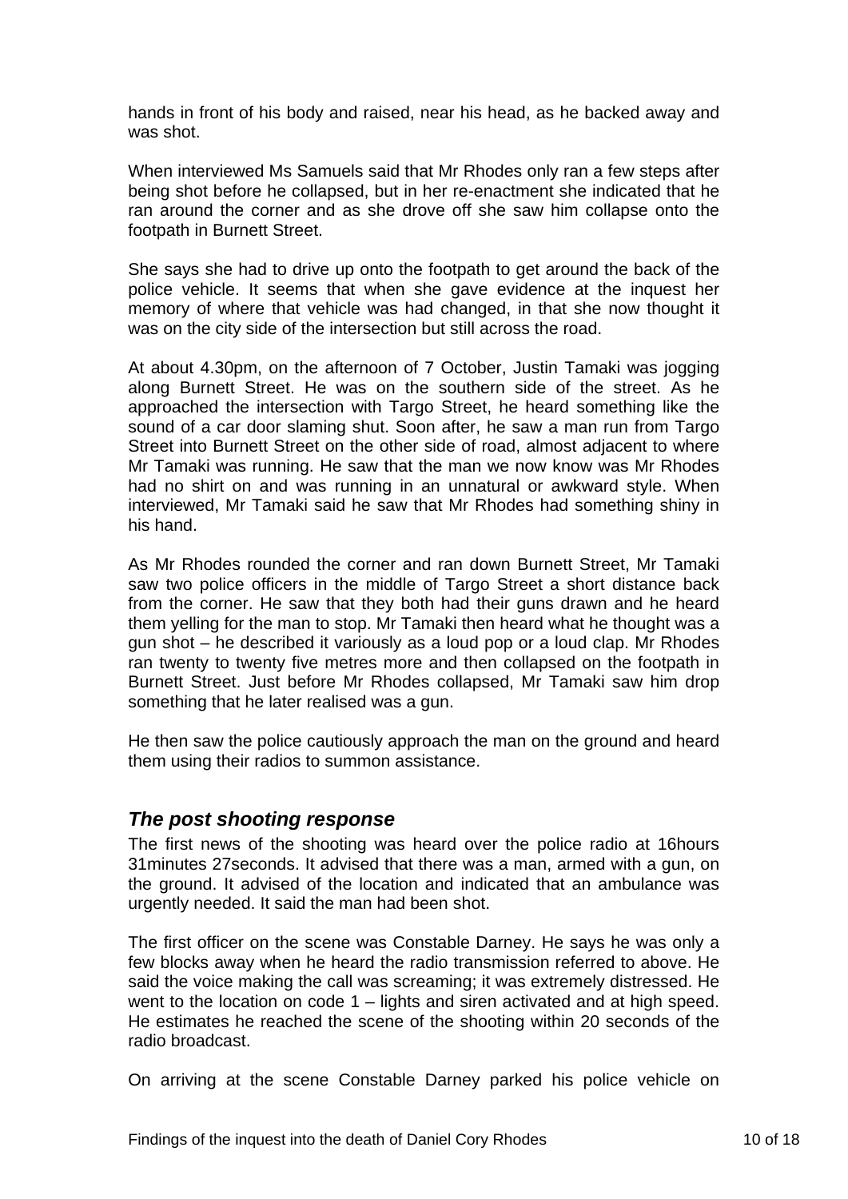hands in front of his body and raised, near his head, as he backed away and was shot.

When interviewed Ms Samuels said that Mr Rhodes only ran a few steps after being shot before he collapsed, but in her re-enactment she indicated that he ran around the corner and as she drove off she saw him collapse onto the footpath in Burnett Street.

She says she had to drive up onto the footpath to get around the back of the police vehicle. It seems that when she gave evidence at the inquest her memory of where that vehicle was had changed, in that she now thought it was on the city side of the intersection but still across the road.

At about 4.30pm, on the afternoon of 7 October, Justin Tamaki was jogging along Burnett Street. He was on the southern side of the street. As he approached the intersection with Targo Street, he heard something like the sound of a car door slaming shut. Soon after, he saw a man run from Targo Street into Burnett Street on the other side of road, almost adjacent to where Mr Tamaki was running. He saw that the man we now know was Mr Rhodes had no shirt on and was running in an unnatural or awkward style. When interviewed, Mr Tamaki said he saw that Mr Rhodes had something shiny in his hand.

As Mr Rhodes rounded the corner and ran down Burnett Street, Mr Tamaki saw two police officers in the middle of Targo Street a short distance back from the corner. He saw that they both had their guns drawn and he heard them yelling for the man to stop. Mr Tamaki then heard what he thought was a gun shot – he described it variously as a loud pop or a loud clap. Mr Rhodes ran twenty to twenty five metres more and then collapsed on the footpath in Burnett Street. Just before Mr Rhodes collapsed, Mr Tamaki saw him drop something that he later realised was a gun.

He then saw the police cautiously approach the man on the ground and heard them using their radios to summon assistance.

## *The post shooting response*

The first news of the shooting was heard over the police radio at 16hours 31minutes 27seconds. It advised that there was a man, armed with a gun, on the ground. It advised of the location and indicated that an ambulance was urgently needed. It said the man had been shot.

The first officer on the scene was Constable Darney. He says he was only a few blocks away when he heard the radio transmission referred to above. He said the voice making the call was screaming; it was extremely distressed. He went to the location on code 1 – lights and siren activated and at high speed. He estimates he reached the scene of the shooting within 20 seconds of the radio broadcast.

On arriving at the scene Constable Darney parked his police vehicle on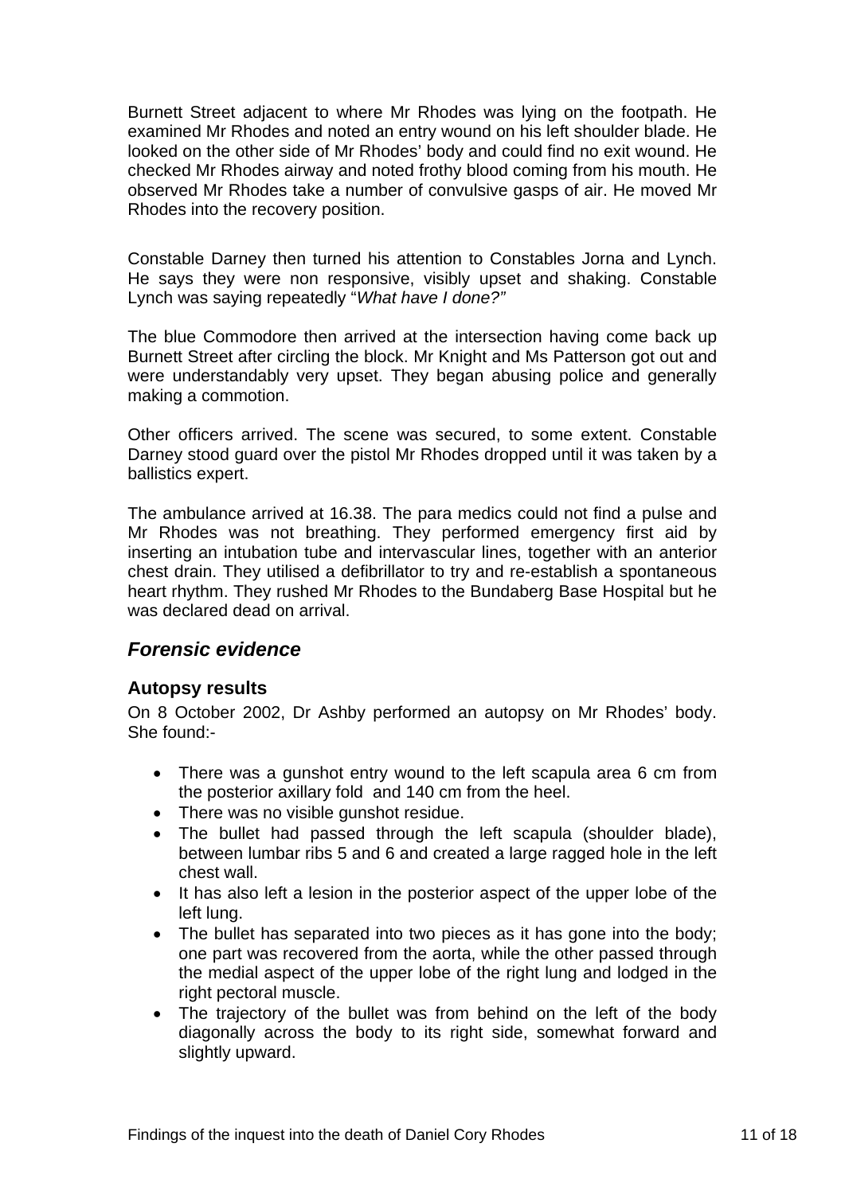Burnett Street adjacent to where Mr Rhodes was lying on the footpath. He examined Mr Rhodes and noted an entry wound on his left shoulder blade. He looked on the other side of Mr Rhodes' body and could find no exit wound. He checked Mr Rhodes airway and noted frothy blood coming from his mouth. He observed Mr Rhodes take a number of convulsive gasps of air. He moved Mr Rhodes into the recovery position.

Constable Darney then turned his attention to Constables Jorna and Lynch. He says they were non responsive, visibly upset and shaking. Constable Lynch was saying repeatedly "*What have I done?"*

The blue Commodore then arrived at the intersection having come back up Burnett Street after circling the block. Mr Knight and Ms Patterson got out and were understandably very upset. They began abusing police and generally making a commotion.

Other officers arrived. The scene was secured, to some extent. Constable Darney stood guard over the pistol Mr Rhodes dropped until it was taken by a ballistics expert.

The ambulance arrived at 16.38. The para medics could not find a pulse and Mr Rhodes was not breathing. They performed emergency first aid by inserting an intubation tube and intervascular lines, together with an anterior chest drain. They utilised a defibrillator to try and re-establish a spontaneous heart rhythm. They rushed Mr Rhodes to the Bundaberg Base Hospital but he was declared dead on arrival.

## *Forensic evidence*

### Autopsy results

On 8 October 2002, Dr Ashby performed an autopsy on Mr Rhodes' body. She found:-

- There was a gunshot entry wound to the left scapula area 6 cm from the posterior axillary fold and 140 cm from the heel.
- There was no visible gunshot residue.
- The bullet had passed through the left scapula (shoulder blade), between lumbar ribs 5 and 6 and created a large ragged hole in the left chest wall.
- It has also left a lesion in the posterior aspect of the upper lobe of the left lung.
- The bullet has separated into two pieces as it has gone into the body; one part was recovered from the aorta, while the other passed through the medial aspect of the upper lobe of the right lung and lodged in the right pectoral muscle.
- The trajectory of the bullet was from behind on the left of the body diagonally across the body to its right side, somewhat forward and slightly upward.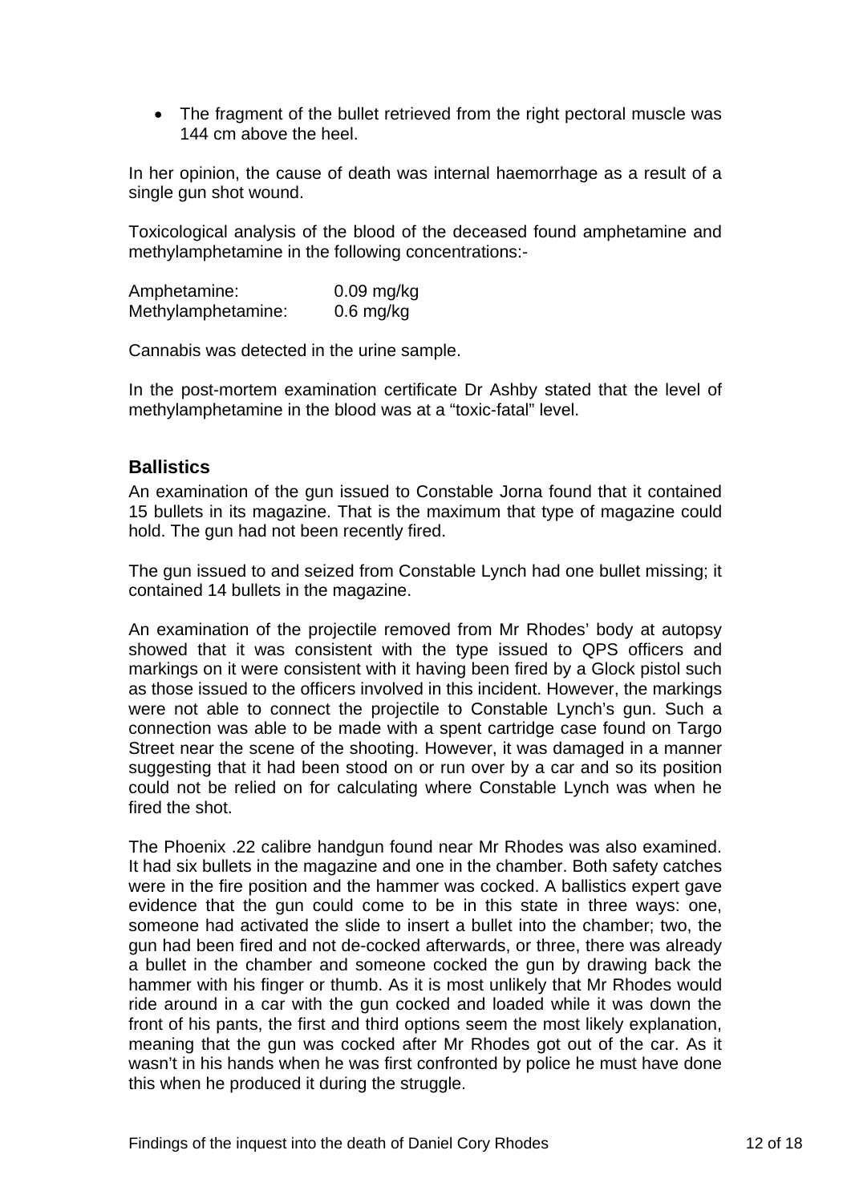- The fragment of the bullet retrieved from the right pectoral muscle was 144 cm above the heel.

In her opinion, the cause of death was internal haemorrhage as a result of a single gun shot wound.

Toxicological analysis of the blood of the deceased found amphetamine and methylamphetamine in the following concentrations:-

| | |
|---|---|
| Amphetamine: | 0.09 mg/kg |
| Methylamphetamine: | 0.6 mg/kg |

Cannabis was detected in the urine sample.

In the post-mortem examination certificate Dr Ashby stated that the level of methylamphetamine in the blood was at a "toxic-fatal" level.

## Ballistics

An examination of the gun issued to Constable Jorna found that it contained 15 bullets in its magazine. That is the maximum that type of magazine could hold. The gun had not been recently fired.

The gun issued to and seized from Constable Lynch had one bullet missing; it contained 14 bullets in the magazine.

An examination of the projectile removed from Mr Rhodes' body at autopsy showed that it was consistent with the type issued to QPS officers and markings on it were consistent with it having been fired by a Glock pistol such as those issued to the officers involved in this incident. However, the markings were not able to connect the projectile to Constable Lynch's gun. Such a connection was able to be made with a spent cartridge case found on Targo Street near the scene of the shooting. However, it was damaged in a manner suggesting that it had been stood on or run over by a car and so its position could not be relied on for calculating where Constable Lynch was when he fired the shot.

The Phoenix .22 calibre handgun found near Mr Rhodes was also examined. It had six bullets in the magazine and one in the chamber. Both safety catches were in the fire position and the hammer was cocked. A ballistics expert gave evidence that the gun could come to be in this state in three ways: one, someone had activated the slide to insert a bullet into the chamber; two, the gun had been fired and not de-cocked afterwards, or three, there was already a bullet in the chamber and someone cocked the gun by drawing back the hammer with his finger or thumb. As it is most unlikely that Mr Rhodes would ride around in a car with the gun cocked and loaded while it was down the front of his pants, the first and third options seem the most likely explanation, meaning that the gun was cocked after Mr Rhodes got out of the car. As it wasn't in his hands when he was first confronted by police he must have done this when he produced it during the struggle.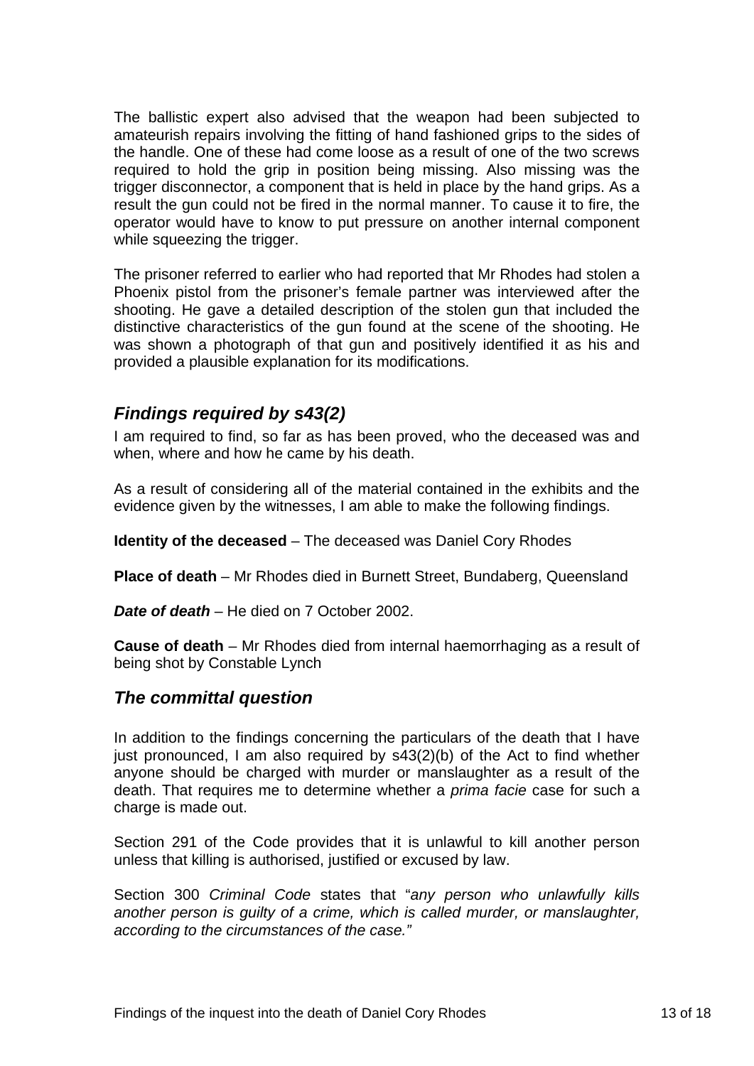The ballistic expert also advised that the weapon had been subjected to amateurish repairs involving the fitting of hand fashioned grips to the sides of the handle. One of these had come loose as a result of one of the two screws required to hold the grip in position being missing. Also missing was the trigger disconnector, a component that is held in place by the hand grips. As a result the gun could not be fired in the normal manner. To cause it to fire, the operator would have to know to put pressure on another internal component while squeezing the trigger.

The prisoner referred to earlier who had reported that Mr Rhodes had stolen a Phoenix pistol from the prisoner's female partner was interviewed after the shooting. He gave a detailed description of the stolen gun that included the distinctive characteristics of the gun found at the scene of the shooting. He was shown a photograph of that gun and positively identified it as his and provided a plausible explanation for its modifications.

## *Findings required by s43(2)*

I am required to find, so far as has been proved, who the deceased was and when, where and how he came by his death.

As a result of considering all of the material contained in the exhibits and the evidence given by the witnesses, I am able to make the following findings.

**Identity of the deceased** – The deceased was Daniel Cory Rhodes

**Place of death** – Mr Rhodes died in Burnett Street, Bundaberg, Queensland

***Date of death*** – He died on 7 October 2002.

**Cause of death** – Mr Rhodes died from internal haemorrhaging as a result of being shot by Constable Lynch

## *The committal question*

In addition to the findings concerning the particulars of the death that I have just pronounced, I am also required by s43(2)(b) of the Act to find whether anyone should be charged with murder or manslaughter as a result of the death. That requires me to determine whether a *prima facie* case for such a charge is made out.

Section 291 of the Code provides that it is unlawful to kill another person unless that killing is authorised, justified or excused by law.

Section 300 *Criminal Code* states that "*any person who unlawfully kills another person is guilty of a crime, which is called murder, or manslaughter, according to the circumstances of the case.*"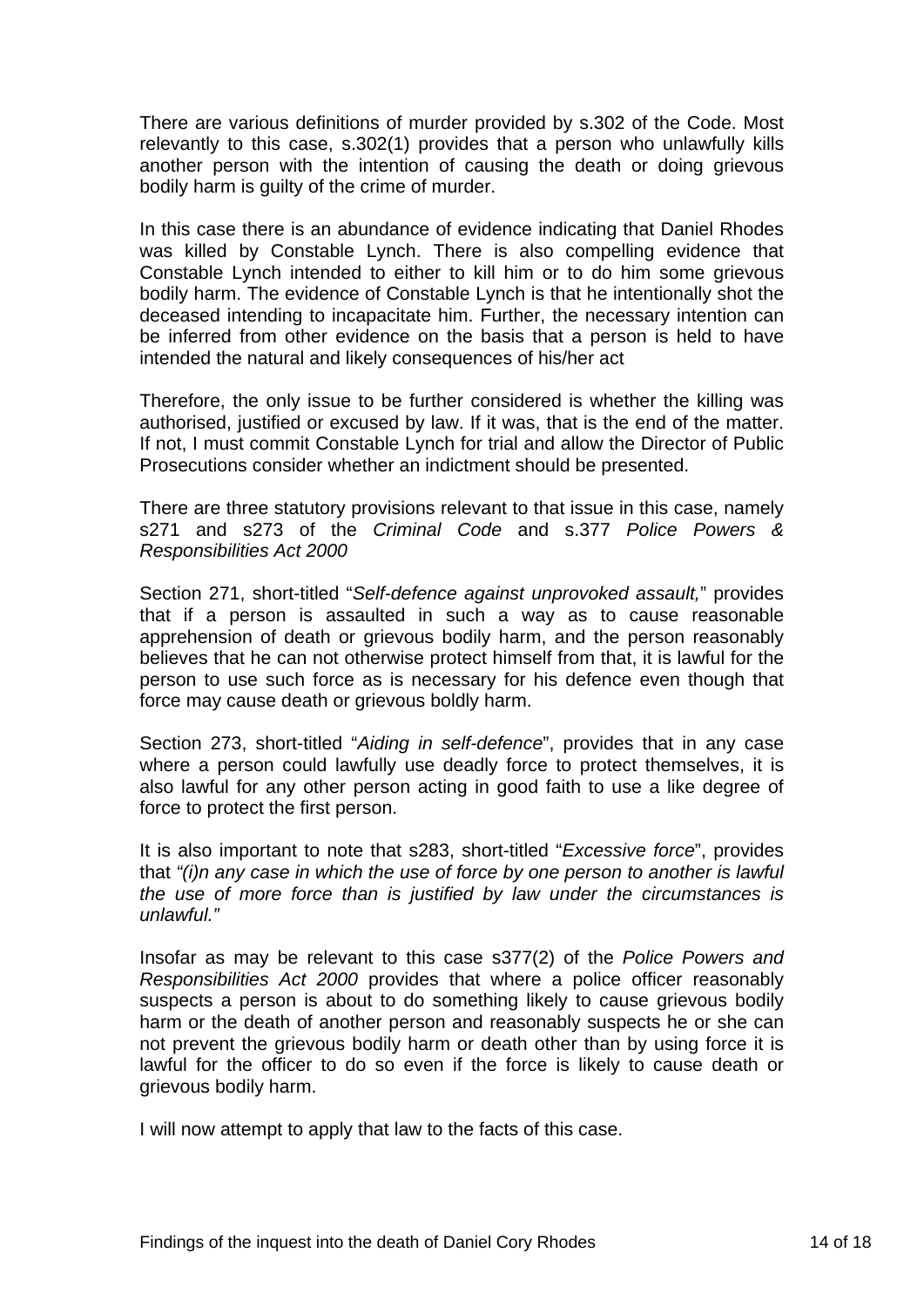There are various definitions of murder provided by s.302 of the Code. Most relevantly to this case, s.302(1) provides that a person who unlawfully kills another person with the intention of causing the death or doing grievous bodily harm is guilty of the crime of murder.

In this case there is an abundance of evidence indicating that Daniel Rhodes was killed by Constable Lynch. There is also compelling evidence that Constable Lynch intended to either to kill him or to do him some grievous bodily harm. The evidence of Constable Lynch is that he intentionally shot the deceased intending to incapacitate him. Further, the necessary intention can be inferred from other evidence on the basis that a person is held to have intended the natural and likely consequences of his/her act

Therefore, the only issue to be further considered is whether the killing was authorised, justified or excused by law. If it was, that is the end of the matter. If not, I must commit Constable Lynch for trial and allow the Director of Public Prosecutions consider whether an indictment should be presented.

There are three statutory provisions relevant to that issue in this case, namely s271 and s273 of the *Criminal Code* and s.377 *Police Powers & Responsibilities Act 2000*

Section 271, short-titled "*Self-defence against unprovoked assault,*" provides that if a person is assaulted in such a way as to cause reasonable apprehension of death or grievous bodily harm, and the person reasonably believes that he can not otherwise protect himself from that, it is lawful for the person to use such force as is necessary for his defence even though that force may cause death or grievous boldly harm.

Section 273, short-titled "*Aiding in self-defence*", provides that in any case where a person could lawfully use deadly force to protect themselves, it is also lawful for any other person acting in good faith to use a like degree of force to protect the first person.

It is also important to note that s283, short-titled "*Excessive force*", provides that *"(i)n any case in which the use of force by one person to another is lawful the use of more force than is justified by law under the circumstances is unlawful."*

Insofar as may be relevant to this case s377(2) of the *Police Powers and Responsibilities Act 2000* provides that where a police officer reasonably suspects a person is about to do something likely to cause grievous bodily harm or the death of another person and reasonably suspects he or she can not prevent the grievous bodily harm or death other than by using force it is lawful for the officer to do so even if the force is likely to cause death or grievous bodily harm.

I will now attempt to apply that law to the facts of this case.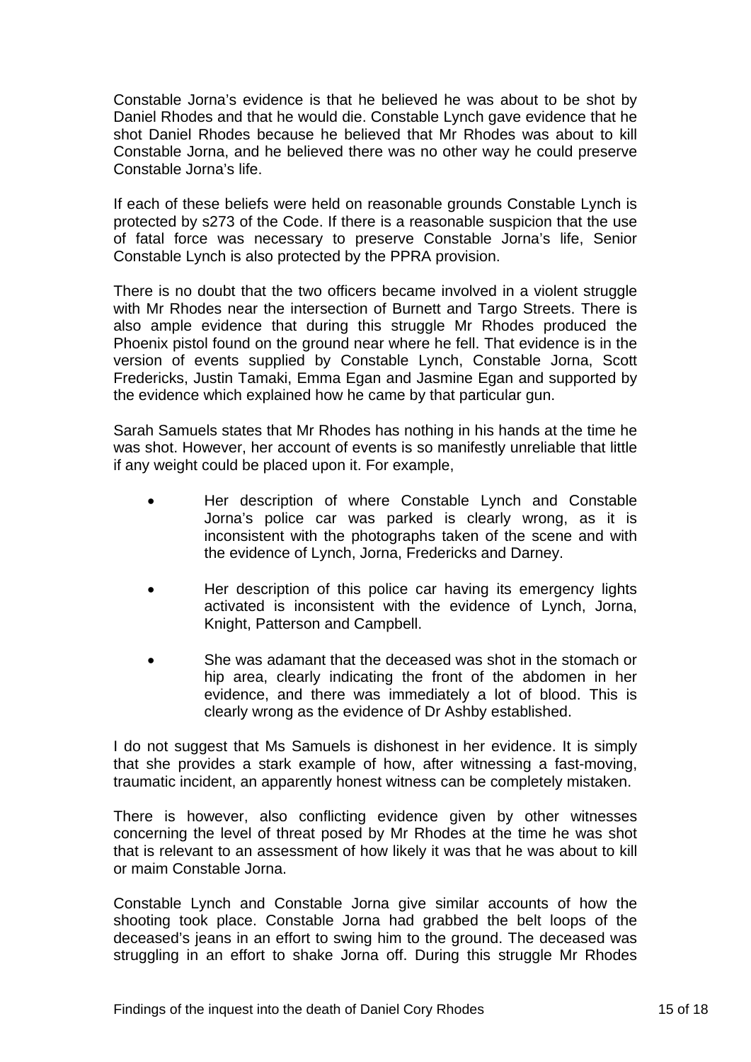Constable Jorna's evidence is that he believed he was about to be shot by Daniel Rhodes and that he would die. Constable Lynch gave evidence that he shot Daniel Rhodes because he believed that Mr Rhodes was about to kill Constable Jorna, and he believed there was no other way he could preserve Constable Jorna's life.

If each of these beliefs were held on reasonable grounds Constable Lynch is protected by s273 of the Code. If there is a reasonable suspicion that the use of fatal force was necessary to preserve Constable Jorna's life, Senior Constable Lynch is also protected by the PPRA provision.

There is no doubt that the two officers became involved in a violent struggle with Mr Rhodes near the intersection of Burnett and Targo Streets. There is also ample evidence that during this struggle Mr Rhodes produced the Phoenix pistol found on the ground near where he fell. That evidence is in the version of events supplied by Constable Lynch, Constable Jorna, Scott Fredericks, Justin Tamaki, Emma Egan and Jasmine Egan and supported by the evidence which explained how he came by that particular gun.

Sarah Samuels states that Mr Rhodes has nothing in his hands at the time he was shot. However, her account of events is so manifestly unreliable that little if any weight could be placed upon it. For example,

- Her description of where Constable Lynch and Constable Jorna's police car was parked is clearly wrong, as it is inconsistent with the photographs taken of the scene and with the evidence of Lynch, Jorna, Fredericks and Darney.
- Her description of this police car having its emergency lights activated is inconsistent with the evidence of Lynch, Jorna, Knight, Patterson and Campbell.
- She was adamant that the deceased was shot in the stomach or hip area, clearly indicating the front of the abdomen in her evidence, and there was immediately a lot of blood. This is clearly wrong as the evidence of Dr Ashby established.

I do not suggest that Ms Samuels is dishonest in her evidence. It is simply that she provides a stark example of how, after witnessing a fast-moving, traumatic incident, an apparently honest witness can be completely mistaken.

There is however, also conflicting evidence given by other witnesses concerning the level of threat posed by Mr Rhodes at the time he was shot that is relevant to an assessment of how likely it was that he was about to kill or maim Constable Jorna.

Constable Lynch and Constable Jorna give similar accounts of how the shooting took place. Constable Jorna had grabbed the belt loops of the deceased's jeans in an effort to swing him to the ground. The deceased was struggling in an effort to shake Jorna off. During this struggle Mr Rhodes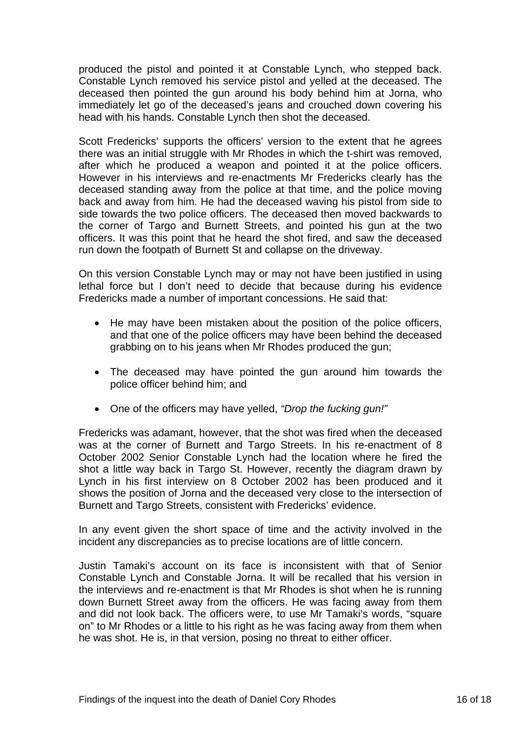produced the pistol and pointed it at Constable Lynch, who stepped back. Constable Lynch removed his service pistol and yelled at the deceased. The deceased then pointed the gun around his body behind him at Jorna, who immediately let go of the deceased's jeans and crouched down covering his head with his hands. Constable Lynch then shot the deceased.

Scott Fredericks' supports the officers' version to the extent that he agrees there was an initial struggle with Mr Rhodes in which the t-shirt was removed, after which he produced a weapon and pointed it at the police officers. However in his interviews and re-enactments Mr Fredericks clearly has the deceased standing away from the police at that time, and the police moving back and away from him. He had the deceased waving his pistol from side to side towards the two police officers. The deceased then moved backwards to the corner of Targo and Burnett Streets, and pointed his gun at the two officers. It was this point that he heard the shot fired, and saw the deceased run down the footpath of Burnett St and collapse on the driveway.

On this version Constable Lynch may or may not have been justified in using lethal force but I don't need to decide that because during his evidence Fredericks made a number of important concessions. He said that:

- He may have been mistaken about the position of the police officers, and that one of the police officers may have been behind the deceased grabbing on to his jeans when Mr Rhodes produced the gun;
- The deceased may have pointed the gun around him towards the police officer behind him; and
- One of the officers may have yelled, *"Drop the fucking gun!"*

Fredericks was adamant, however, that the shot was fired when the deceased was at the corner of Burnett and Targo Streets. In his re-enactment of 8 October 2002 Senior Constable Lynch had the location where he fired the shot a little way back in Targo St. However, recently the diagram drawn by Lynch in his first interview on 8 October 2002 has been produced and it shows the position of Jorna and the deceased very close to the intersection of Burnett and Targo Streets, consistent with Fredericks' evidence.

In any event given the short space of time and the activity involved in the incident any discrepancies as to precise locations are of little concern.

Justin Tamaki's account on its face is inconsistent with that of Senior Constable Lynch and Constable Jorna. It will be recalled that his version in the interviews and re-enactment is that Mr Rhodes is shot when he is running down Burnett Street away from the officers. He was facing away from them and did not look back. The officers were, to use Mr Tamaki's words, "square on" to Mr Rhodes or a little to his right as he was facing away from them when he was shot. He is, in that version, posing no threat to either officer.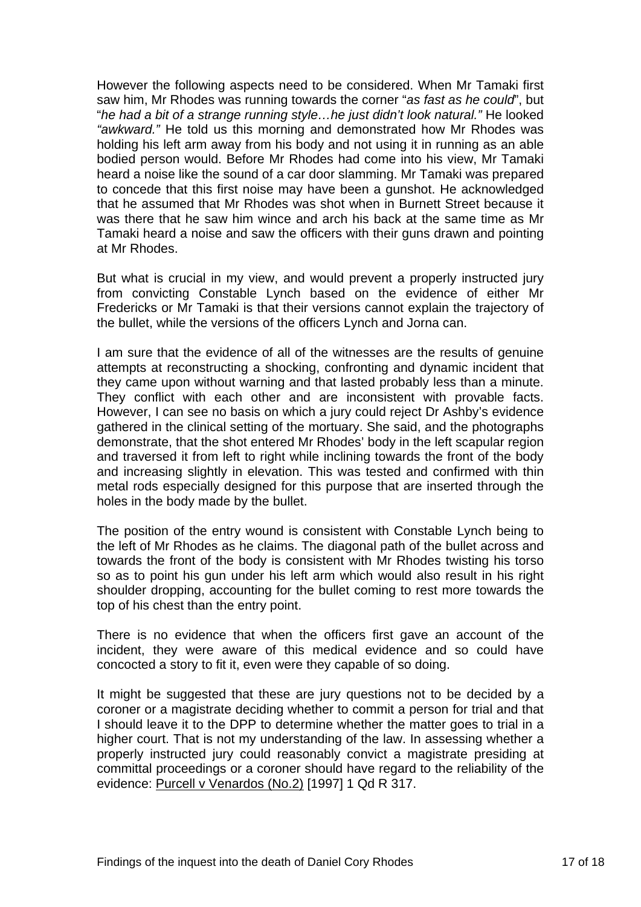However the following aspects need to be considered. When Mr Tamaki first saw him, Mr Rhodes was running towards the corner "*as fast as he could*", but "*he had a bit of a strange running style…he just didn't look natural."* He looked *"awkward."* He told us this morning and demonstrated how Mr Rhodes was holding his left arm away from his body and not using it in running as an able bodied person would. Before Mr Rhodes had come into his view, Mr Tamaki heard a noise like the sound of a car door slamming. Mr Tamaki was prepared to concede that this first noise may have been a gunshot. He acknowledged that he assumed that Mr Rhodes was shot when in Burnett Street because it was there that he saw him wince and arch his back at the same time as Mr Tamaki heard a noise and saw the officers with their guns drawn and pointing at Mr Rhodes.

But what is crucial in my view, and would prevent a properly instructed jury from convicting Constable Lynch based on the evidence of either Mr Fredericks or Mr Tamaki is that their versions cannot explain the trajectory of the bullet, while the versions of the officers Lynch and Jorna can.

I am sure that the evidence of all of the witnesses are the results of genuine attempts at reconstructing a shocking, confronting and dynamic incident that they came upon without warning and that lasted probably less than a minute. They conflict with each other and are inconsistent with provable facts. However, I can see no basis on which a jury could reject Dr Ashby's evidence gathered in the clinical setting of the mortuary. She said, and the photographs demonstrate, that the shot entered Mr Rhodes' body in the left scapular region and traversed it from left to right while inclining towards the front of the body and increasing slightly in elevation. This was tested and confirmed with thin metal rods especially designed for this purpose that are inserted through the holes in the body made by the bullet.

The position of the entry wound is consistent with Constable Lynch being to the left of Mr Rhodes as he claims. The diagonal path of the bullet across and towards the front of the body is consistent with Mr Rhodes twisting his torso so as to point his gun under his left arm which would also result in his right shoulder dropping, accounting for the bullet coming to rest more towards the top of his chest than the entry point.

There is no evidence that when the officers first gave an account of the incident, they were aware of this medical evidence and so could have concocted a story to fit it, even were they capable of so doing.

It might be suggested that these are jury questions not to be decided by a coroner or a magistrate deciding whether to commit a person for trial and that I should leave it to the DPP to determine whether the matter goes to trial in a higher court. That is not my understanding of the law. In assessing whether a properly instructed jury could reasonably convict a magistrate presiding at committal proceedings or a coroner should have regard to the reliability of the evidence: Purcell v Venardos (No.2) [1997] 1 Qd R 317.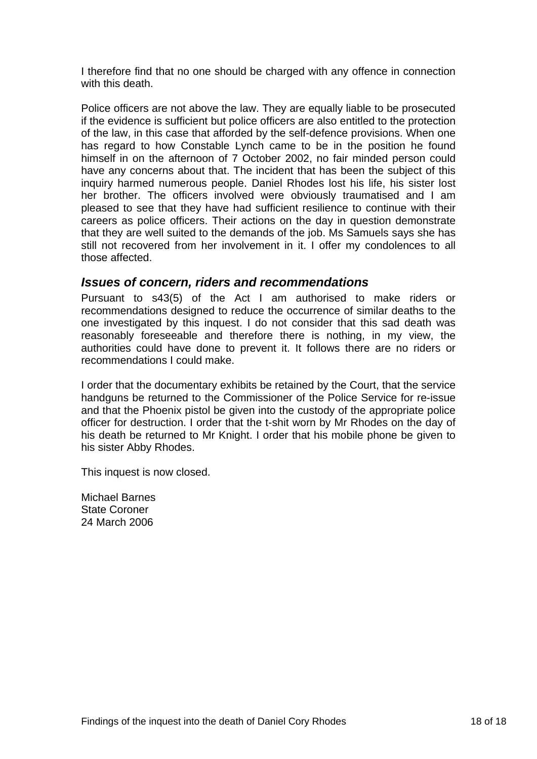I therefore find that no one should be charged with any offence in connection with this death.

Police officers are not above the law. They are equally liable to be prosecuted if the evidence is sufficient but police officers are also entitled to the protection of the law, in this case that afforded by the self-defence provisions. When one has regard to how Constable Lynch came to be in the position he found himself in on the afternoon of 7 October 2002, no fair minded person could have any concerns about that. The incident that has been the subject of this inquiry harmed numerous people. Daniel Rhodes lost his life, his sister lost her brother. The officers involved were obviously traumatised and I am pleased to see that they have had sufficient resilience to continue with their careers as police officers. Their actions on the day in question demonstrate that they are well suited to the demands of the job. Ms Samuels says she has still not recovered from her involvement in it. I offer my condolences to all those affected.

## *Issues of concern, riders and recommendations*

Pursuant to s43(5) of the Act I am authorised to make riders or recommendations designed to reduce the occurrence of similar deaths to the one investigated by this inquest. I do not consider that this sad death was reasonably foreseeable and therefore there is nothing, in my view, the authorities could have done to prevent it. It follows there are no riders or recommendations I could make.

I order that the documentary exhibits be retained by the Court, that the service handguns be returned to the Commissioner of the Police Service for re-issue and that the Phoenix pistol be given into the custody of the appropriate police officer for destruction. I order that the t-shit worn by Mr Rhodes on the day of his death be returned to Mr Knight. I order that his mobile phone be given to his sister Abby Rhodes.

This inquest is now closed.

Michael Barnes
State Coroner
24 March 2006